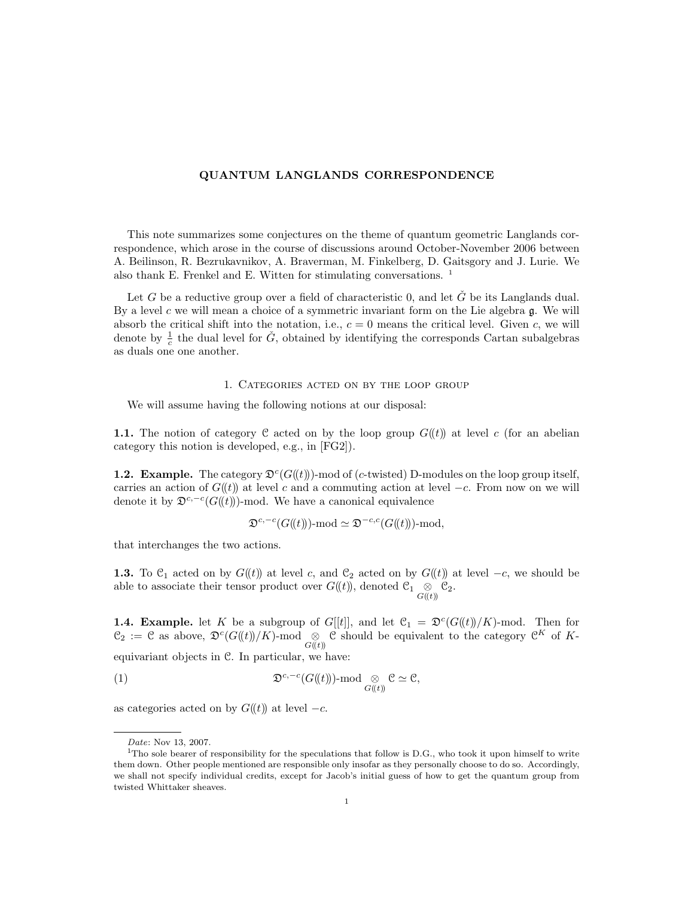# QUANTUM LANGLANDS CORRESPONDENCE

This note summarizes some conjectures on the theme of quantum geometric Langlands correspondence, which arose in the course of discussions around October-November 2006 between A. Beilinson, R. Bezrukavnikov, A. Braverman, M. Finkelberg, D. Gaitsgory and J. Lurie. We also thank E. Frenkel and E. Witten for stimulating conversations. [1]

Let $G$ be a reductive group over a field of characteristic 0, and let $\check{G}$ be its Langlands dual. By a level $c$ we will mean a choice of a symmetric invariant form on the Lie algebra $\mathfrak{g}$. We will absorb the critical shift into the notation, i.e., $c = 0$ means the critical level. Given $c$, we will denote by $\frac{1}{c}$ the dual level for $\check{G}$, obtained by identifying the corresponds Cartan subalgebras as duals one one another.

## 1. Categories acted on by the loop group

We will assume having the following notions at our disposal:

**1.1.** The notion of category $\mathcal{C}$ acted on by the loop group $G((t))$ at level $c$ (for an abelian category this notion is developed, e.g., in [FG2]).

**1.2. Example.** The category $\mathfrak{D}^c(G((t)))$-mod of ($c$-twisted) D-modules on the loop group itself, carries an action of $G((t))$ at level $c$ and a commuting action at level $-c$. From now on we will denote it by $\mathfrak{D}^{c,-c}(G((t)))$-mod. We have a canonical equivalence

$$\mathfrak{D}^{c,-c}(G((t)))\text{-mod} \simeq \mathfrak{D}^{-c,c}(G((t)))\text{-mod},$$

that interchanges the two actions.

**1.3.** To $\mathcal{C}_1$ acted on by $G((t))$ at level $c$, and $\mathcal{C}_2$ acted on by $G((t))$ at level $-c$, we should be able to associate their tensor product over $G((t))$, denoted $\mathcal{C}_1 \underset{G((t))}{\otimes} \mathcal{C}_2$.

**1.4. Example.** let $K$ be a subgroup of $G[[t]]$, and let $\mathcal{C}_1 = \mathfrak{D}^c(G((t))/K)$-mod. Then for $\mathcal{C}_2 := \mathcal{C}$ as above, $\mathfrak{D}^c(G((t))/K)\text{-mod} \underset{G((t))}{\otimes} \mathcal{C}$ should be equivalent to the category $\mathcal{C}^K$ of $K$-equivariant objects in $\mathcal{C}$. In particular, we have:

$$\mathfrak{D}^{c,-c}(G((t)))\text{-mod} \underset{G((t))}{\otimes} \mathcal{C} \simeq \mathcal{C}, \tag{1}$$

as categories acted on by $G((t))$ at level $-c$.

---

*Date*: Nov 13, 2007.

[1] Tho sole bearer of responsibility for the speculations that follow is D.G., who took it upon himself to write them down. Other people mentioned are responsible only insofar as they personally choose to do so. Accordingly, we shall not specify individual credits, except for Jacob's initial guess of how to get the quantum group from twisted Whittaker sheaves.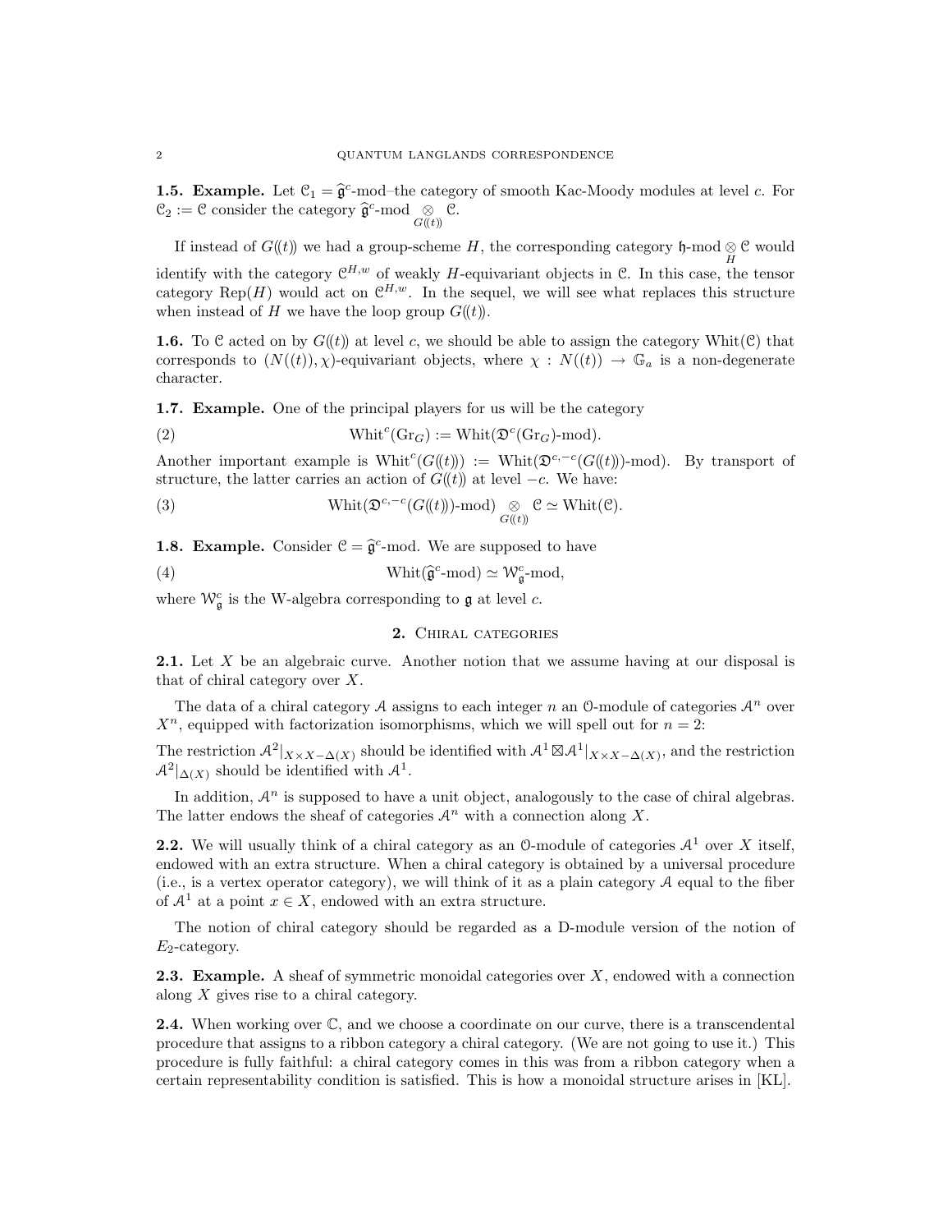**1.5. Example.** Let $\mathcal{C}_1 = \widehat{\mathfrak{g}}^c$-mod–the category of smooth Kac-Moody modules at level $c$. For $\mathcal{C}_2 := \mathcal{C}$ consider the category $\widehat{\mathfrak{g}}^c\text{-mod} \underset{G(\!(t)\!)}{\otimes} \mathcal{C}$.

If instead of $G(\!(t)\!)$ we had a group-scheme $H$, the corresponding category $\mathfrak{h}\text{-mod} \underset{H}{\otimes} \mathcal{C}$ would identify with the category $\mathcal{C}^{H,w}$ of weakly $H$-equivariant objects in $\mathcal{C}$. In this case, the tensor category $\operatorname{Rep}(H)$ would act on $\mathcal{C}^{H,w}$. In the sequel, we will see what replaces this structure when instead of $H$ we have the loop group $G(\!(t)\!)$.

**1.6.** To $\mathcal{C}$ acted on by $G(\!(t)\!)$ at level $c$, we should be able to assign the category $\operatorname{Whit}(\mathcal{C})$ that corresponds to $(N(\!(t)\!), \chi)$-equivariant objects, where $\chi : N(\!(t)\!) \to \mathbb{G}_a$ is a non-degenerate character.

**1.7. Example.** One of the principal players for us will be the category

$$\operatorname{Whit}^c(\operatorname{Gr}_G) := \operatorname{Whit}(\mathfrak{D}^c(\operatorname{Gr}_G)\text{-mod}). \tag{2}$$

Another important example is $\operatorname{Whit}^c(G(\!(t)\!)) := \operatorname{Whit}(\mathfrak{D}^{c,-c}(G(\!(t)\!))\text{-mod})$. By transport of structure, the latter carries an action of $G(\!(t)\!)$ at level $-c$. We have:

$$\operatorname{Whit}(\mathfrak{D}^{c,-c}(G(\!(t)\!))\text{-mod}) \underset{G(\!(t)\!)}{\otimes} \mathcal{C} \simeq \operatorname{Whit}(\mathcal{C}). \tag{3}$$

**1.8. Example.** Consider $\mathcal{C} = \widehat{\mathfrak{g}}^c$-mod. We are supposed to have

$$\operatorname{Whit}(\widehat{\mathfrak{g}}^c\text{-mod}) \simeq \mathcal{W}^c_{\mathfrak{g}}\text{-mod}, \tag{4}$$

where $\mathcal{W}^c_{\mathfrak{g}}$ is the W-algebra corresponding to $\mathfrak{g}$ at level $c$.

## 2. Chiral categories

**2.1.** Let $X$ be an algebraic curve. Another notion that we assume having at our disposal is that of chiral category over $X$.

The data of a chiral category $\mathcal{A}$ assigns to each integer $n$ an $\mathcal{O}$-module of categories $\mathcal{A}^n$ over $X^n$, equipped with factorization isomorphisms, which we will spell out for $n = 2$:

The restriction $\mathcal{A}^2|_{X\times X-\Delta(X)}$ should be identified with $\mathcal{A}^1 \boxtimes \mathcal{A}^1|_{X\times X-\Delta(X)}$, and the restriction $\mathcal{A}^2|_{\Delta(X)}$ should be identified with $\mathcal{A}^1$.

In addition, $\mathcal{A}^n$ is supposed to have a unit object, analogously to the case of chiral algebras. The latter endows the sheaf of categories $\mathcal{A}^n$ with a connection along $X$.

**2.2.** We will usually think of a chiral category as an $\mathcal{O}$-module of categories $\mathcal{A}^1$ over $X$ itself, endowed with an extra structure. When a chiral category is obtained by a universal procedure (i.e., is a vertex operator category), we will think of it as a plain category $\mathcal{A}$ equal to the fiber of $\mathcal{A}^1$ at a point $x \in X$, endowed with an extra structure.

The notion of chiral category should be regarded as a D-module version of the notion of $E_2$-category.

**2.3. Example.** A sheaf of symmetric monoidal categories over $X$, endowed with a connection along $X$ gives rise to a chiral category.

**2.4.** When working over $\mathbb{C}$, and we choose a coordinate on our curve, there is a transcendental procedure that assigns to a ribbon category a chiral category. (We are not going to use it.) This procedure is fully faithful: a chiral category comes in this was from a ribbon category when a certain representability condition is satisfied. This is how a monoidal structure arises in [KL].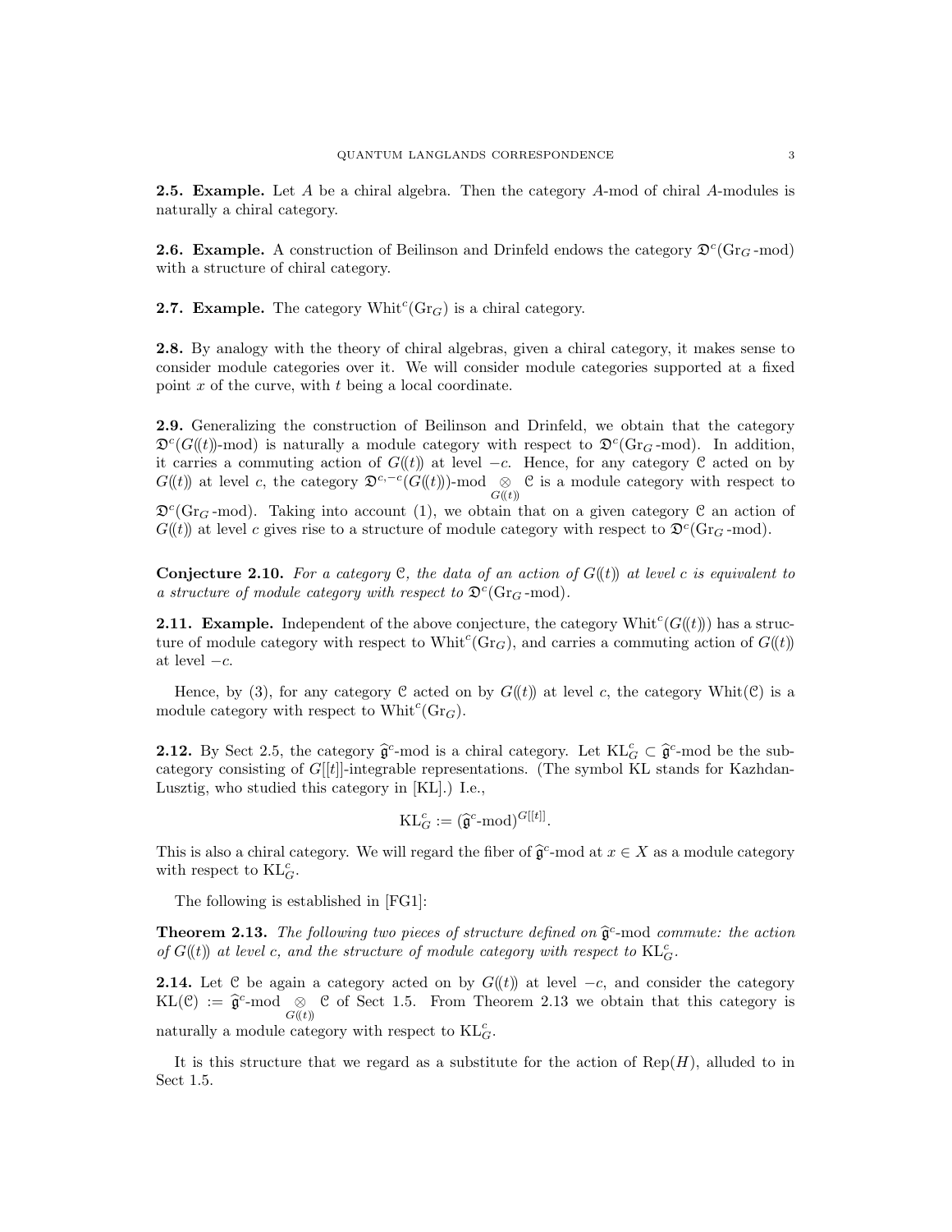**2.5. Example.** Let $A$ be a chiral algebra. Then the category $A$-mod of chiral $A$-modules is naturally a chiral category.

**2.6. Example.** A construction of Beilinson and Drinfeld endows the category $\mathfrak{D}^c(\mathrm{Gr}_G\text{-mod})$ with a structure of chiral category.

**2.7. Example.** The category $\mathrm{Whit}^c(\mathrm{Gr}_G)$ is a chiral category.

**2.8.** By analogy with the theory of chiral algebras, given a chiral category, it makes sense to consider module categories over it. We will consider module categories supported at a fixed point $x$ of the curve, with $t$ being a local coordinate.

**2.9.** Generalizing the construction of Beilinson and Drinfeld, we obtain that the category $\mathfrak{D}^c(G((t))\text{-mod})$ is naturally a module category with respect to $\mathfrak{D}^c(\mathrm{Gr}_G\text{-mod})$. In addition, it carries a commuting action of $G((t))$ at level $-c$. Hence, for any category $\mathcal{C}$ acted on by $G((t))$ at level $c$, the category $\mathfrak{D}^{c,-c}(G((t)))\text{-mod} \underset{G((t))}{\otimes} \mathcal{C}$ is a module category with respect to $\mathfrak{D}^c(\mathrm{Gr}_G\text{-mod})$. Taking into account (1), we obtain that on a given category $\mathcal{C}$ an action of $G((t))$ at level $c$ gives rise to a structure of module category with respect to $\mathfrak{D}^c(\mathrm{Gr}_G\text{-mod})$.

**Conjecture 2.10.** *For a category $\mathcal{C}$, the data of an action of $G((t))$ at level $c$ is equivalent to a structure of module category with respect to $\mathfrak{D}^c(\mathrm{Gr}_G\text{-mod})$.*

**2.11. Example.** Independent of the above conjecture, the category $\mathrm{Whit}^c(G((t)))$ has a structure of module category with respect to $\mathrm{Whit}^c(\mathrm{Gr}_G)$, and carries a commuting action of $G((t))$ at level $-c$.

Hence, by (3), for any category $\mathcal{C}$ acted on by $G((t))$ at level $c$, the category $\mathrm{Whit}(\mathcal{C})$ is a module category with respect to $\mathrm{Whit}^c(\mathrm{Gr}_G)$.

**2.12.** By Sect 2.5, the category $\widehat{\mathfrak{g}}^c$-mod is a chiral category. Let $\mathrm{KL}^c_G \subset \widehat{\mathfrak{g}}^c$-mod be the subcategory consisting of $G[[t]]$-integrable representations. (The symbol KL stands for Kazhdan-Lusztig, who studied this category in [KL].) I.e.,

$$\mathrm{KL}^c_G := (\widehat{\mathfrak{g}}^c\text{-mod})^{G[[t]]}.$$

This is also a chiral category. We will regard the fiber of $\widehat{\mathfrak{g}}^c$-mod at $x \in X$ as a module category with respect to $\mathrm{KL}^c_G$.

The following is established in [FG1]:

**Theorem 2.13.** *The following two pieces of structure defined on $\widehat{\mathfrak{g}}^c$-mod commute: the action of $G((t))$ at level $c$, and the structure of module category with respect to $\mathrm{KL}^c_G$.*

**2.14.** Let $\mathcal{C}$ be again a category acted on by $G((t))$ at level $-c$, and consider the category $\mathrm{KL}(\mathcal{C}) := \widehat{\mathfrak{g}}^c\text{-mod} \underset{G((t))}{\otimes} \mathcal{C}$ of Sect 1.5. From Theorem 2.13 we obtain that this category is naturally a module category with respect to $\mathrm{KL}^c_G$.

It is this structure that we regard as a substitute for the action of $\mathrm{Rep}(H)$, alluded to in Sect 1.5.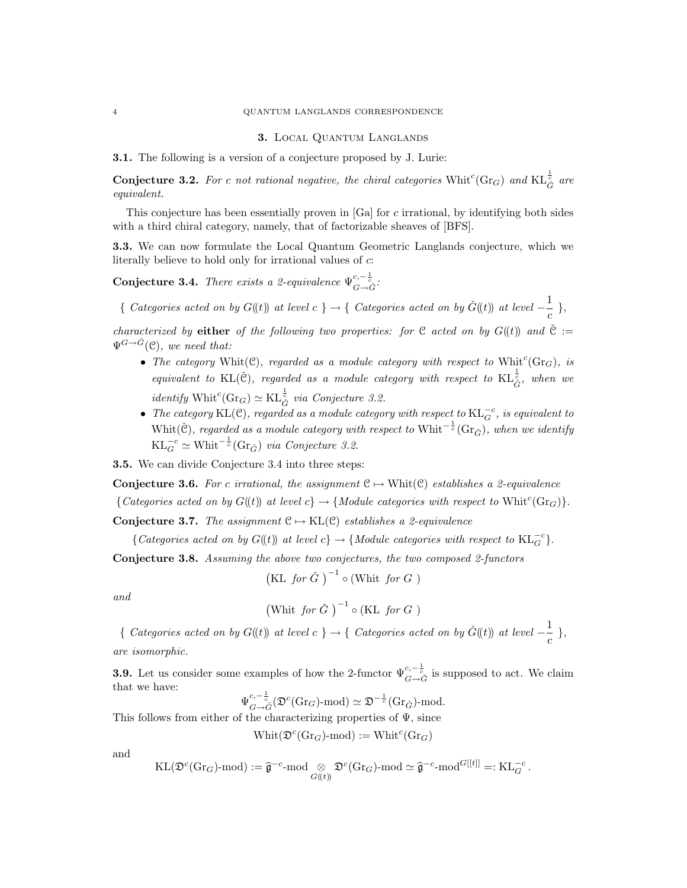## 3. Local Quantum Langlands

**3.1.** The following is a version of a conjecture proposed by J. Lurie:

**Conjecture 3.2.** *For $c$ not rational negative, the chiral categories $\mathrm{Whit}^c(\mathrm{Gr}_G)$ and $\mathrm{KL}_{\check{G}}^{\frac{1}{c}}$ are equivalent.*

This conjecture has been essentially proven in [Ga] for $c$ irrational, by identifying both sides with a third chiral category, namely, that of factorizable sheaves of [BFS].

**3.3.** We can now formulate the Local Quantum Geometric Langlands conjecture, which we literally believe to hold only for irrational values of $c$:

**Conjecture 3.4.** *There exists a 2-equivalence $\Psi^{c,-\frac{1}{c}}_{G\to\check{G}}$:*

$$\{ \text{ Categories acted on by } G(\!(t)\!) \text{ at level } c \ \} \to \{ \text{ Categories acted on by } \check{G}(\!(t)\!) \text{ at level } -\frac{1}{c} \ \},$$

*characterized by* **either** *of the following two properties: for $\mathcal{C}$ acted on by $G(\!(t)\!)$ and $\check{\mathcal{C}} := \Psi^{G\to\check{G}}(\mathcal{C})$, we need that:*

- *The category $\mathrm{Whit}(\mathcal{C})$, regarded as a module category with respect to $\mathrm{Whit}^c(\mathrm{Gr}_G)$, is equivalent to $\mathrm{KL}(\check{\mathcal{C}})$, regarded as a module category with respect to $\mathrm{KL}_{\check{G}}^{\frac{1}{c}}$, when we identify $\mathrm{Whit}^c(\mathrm{Gr}_G) \simeq \mathrm{KL}_{\check{G}}^{\frac{1}{c}}$ via Conjecture 3.2.*
- *The category $\mathrm{KL}(\mathcal{C})$, regarded as a module category with respect to $\mathrm{KL}_G^{-c}$, is equivalent to $\mathrm{Whit}(\check{\mathcal{C}})$, regarded as a module category with respect to $\mathrm{Whit}^{-\frac{1}{c}}(\mathrm{Gr}_{\check{G}})$, when we identify $\mathrm{KL}_G^{-c} \simeq \mathrm{Whit}^{-\frac{1}{c}}(\mathrm{Gr}_{\check{G}})$ via Conjecture 3.2.*

**3.5.** We can divide Conjecture 3.4 into three steps:

**Conjecture 3.6.** *For $c$ irrational, the assignment $\mathcal{C} \mapsto \mathrm{Whit}(\mathcal{C})$ establishes a 2-equivalence*

$$\{\text{Categories acted on by } G(\!(t)\!) \text{ at level } c\} \to \{\text{Module categories with respect to } \mathrm{Whit}^c(\mathrm{Gr}_G)\}.$$

**Conjecture 3.7.** *The assignment $\mathcal{C} \mapsto \mathrm{KL}(\mathcal{C})$ establishes a 2-equivalence*

$$\{\text{Categories acted on by } G(\!(t)\!) \text{ at level } c\} \to \{\text{Module categories with respect to } \mathrm{KL}_G^{-c}\}.$$

**Conjecture 3.8.** *Assuming the above two conjectures, the two composed 2-functors*

$$\left(\mathrm{KL} \ \text{ for } \check{G} \ \right)^{-1} \circ \left(\mathrm{Whit} \ \text{ for } G \ \right)$$

*and*

$$\left(\mathrm{Whit} \ \text{ for } \check{G} \ \right)^{-1} \circ \left(\mathrm{KL} \ \text{ for } G \ \right)$$

$$\{ \text{ Categories acted on by } G(\!(t)\!) \text{ at level } c \ \} \to \{ \text{ Categories acted on by } \check{G}(\!(t)\!) \text{ at level } -\frac{1}{c} \ \},$$

*are isomorphic.*

**3.9.** Let us consider some examples of how the 2-functor $\Psi^{c,-\frac{1}{c}}_{G\to\check{G}}$ is supposed to act. We claim that we have:

$$\Psi^{c,-\frac{1}{c}}_{G\to\check{G}}(\mathfrak{D}^c(\mathrm{Gr}_G)\text{-mod}) \simeq \mathfrak{D}^{-\frac{1}{c}}(\mathrm{Gr}_{\check{G}})\text{-mod}.$$

This follows from either of the characterizing properties of $\Psi$, since

$$\mathrm{Whit}(\mathfrak{D}^c(\mathrm{Gr}_G)\text{-mod}) := \mathrm{Whit}^c(\mathrm{Gr}_G)$$

and

$$\mathrm{KL}(\mathfrak{D}^c(\mathrm{Gr}_G)\text{-mod}) := \widehat{\mathfrak{g}}^{-c}\text{-mod} \underset{G(\!(t)\!)}{\otimes} \mathfrak{D}^c(\mathrm{Gr}_G)\text{-mod} \simeq \widehat{\mathfrak{g}}^{-c}\text{-mod}^{G[[t]]} =: \mathrm{KL}_G^{-c}.$$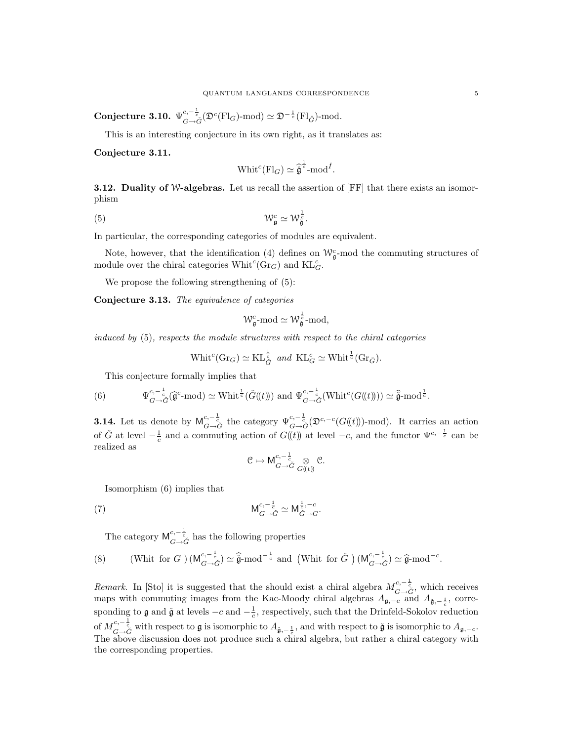**Conjecture 3.10.** $\Psi^{c,-\frac{1}{c}}_{G\to\check{G}}(\mathfrak{D}^c(\mathrm{Fl}_G)\text{-mod}) \simeq \mathfrak{D}^{-\frac{1}{c}}(\mathrm{Fl}_{\check{G}})\text{-mod}.$

This is an interesting conjecture in its own right, as it translates as:

**Conjecture 3.11.**

$$\mathrm{Whit}^c(\mathrm{Fl}_G) \simeq \widehat{\check{\mathfrak{g}}}^{\frac{1}{c}}\text{-mod}^{\check{I}}.$$

**3.12. Duality of $\mathcal{W}$-algebras.** Let us recall the assertion of [FF] that there exists an isomorphism

$$\mathcal{W}^c_{\mathfrak{g}} \simeq \mathcal{W}^{\frac{1}{c}}_{\check{\mathfrak{g}}}. \tag{5}$$

In particular, the corresponding categories of modules are equivalent.

Note, however, that the identification (4) defines on $\mathcal{W}^c_{\mathfrak{g}}$-mod the commuting structures of module over the chiral categories $\mathrm{Whit}^c(\mathrm{Gr}_G)$ and $\mathrm{KL}^c_G$.

We propose the following strengthening of (5):

**Conjecture 3.13.** *The equivalence of categories*

$$\mathcal{W}^c_{\mathfrak{g}}\text{-mod} \simeq \mathcal{W}^{\frac{1}{c}}_{\check{\mathfrak{g}}}\text{-mod},$$

*induced by* (5)*, respects the module structures with respect to the chiral categories*

$$\mathrm{Whit}^c(\mathrm{Gr}_G) \simeq \mathrm{KL}^{\frac{1}{c}}_{\check{G}} \;\; \textit{and} \;\; \mathrm{KL}^c_G \simeq \mathrm{Whit}^{\frac{1}{c}}(\mathrm{Gr}_{\check{G}}).$$

This conjecture formally implies that

$$\Psi^{c,-\frac{1}{c}}_{G\to\check{G}}(\widehat{\mathfrak{g}}^c\text{-mod}) \simeq \mathrm{Whit}^{\frac{1}{c}}(\check{G}(\!(t)\!)) \text{ and } \Psi^{c,-\frac{1}{c}}_{G\to\check{G}}(\mathrm{Whit}^c(G(\!(t)\!))) \simeq \widehat{\check{\mathfrak{g}}}\text{-mod}^{\frac{1}{c}}. \tag{6}$$

**3.14.** Let us denote by $\mathsf{M}^{c,-\frac{1}{c}}_{G\to\check{G}}$ the category $\Psi^{c,-\frac{1}{c}}_{G\to\check{G}}(\mathfrak{D}^{c,-c}(G(\!(t)\!))\text{-mod})$. It carries an action of $\check{G}$ at level $-\frac{1}{c}$ and a commuting action of $G(\!(t)\!)$ at level $-c$, and the functor $\Psi^{c,-\frac{1}{c}}$ can be realized as

$$\mathcal{C} \mapsto \mathsf{M}^{c,-\frac{1}{c}}_{G\to\check{G}} \underset{G(\!(t)\!)}{\otimes} \mathcal{C}.$$

Isomorphism (6) implies that

$$\mathsf{M}^{c,-\frac{1}{c}}_{G\to\check{G}} \simeq \mathsf{M}^{\frac{1}{c},-c}_{\check{G}\to G}. \tag{7}$$

The category $\mathsf{M}^{c,-\frac{1}{c}}_{G\to\check{G}}$ has the following properties

$$(\text{Whit for } G\,)\,(\mathsf{M}^{c,-\frac{1}{c}}_{G\to\check{G}}) \simeq \widehat{\check{\mathfrak{g}}}\text{-mod}^{-\frac{1}{c}} \text{ and } \big(\text{Whit for } \check{G}\,\big)\,(\mathsf{M}^{c,-\frac{1}{c}}_{G\to\check{G}}) \simeq \widehat{\mathfrak{g}}\text{-mod}^{-c}. \tag{8}$$

*Remark.* In [Sto] it is suggested that the should exist a chiral algebra $M^{c,-\frac{1}{c}}_{G\to\check{G}}$, which receives maps with commuting images from the Kac-Moody chiral algebras $A_{\mathfrak{g},-c}$ and $A_{\check{\mathfrak{g}},-\frac{1}{c}}$, corresponding to $\mathfrak{g}$ and $\check{\mathfrak{g}}$ at levels $-c$ and $-\frac{1}{c}$, respectively, such that the Drinfeld-Sokolov reduction of $M^{c,-\frac{1}{c}}_{G\to\check{G}}$ with respect to $\mathfrak{g}$ is isomorphic to $A_{\check{\mathfrak{g}},-\frac{1}{c}}$, and with respect to $\check{\mathfrak{g}}$ is isomorphic to $A_{\mathfrak{g},-c}$. The above discussion does not produce such a chiral algebra, but rather a chiral category with the corresponding properties.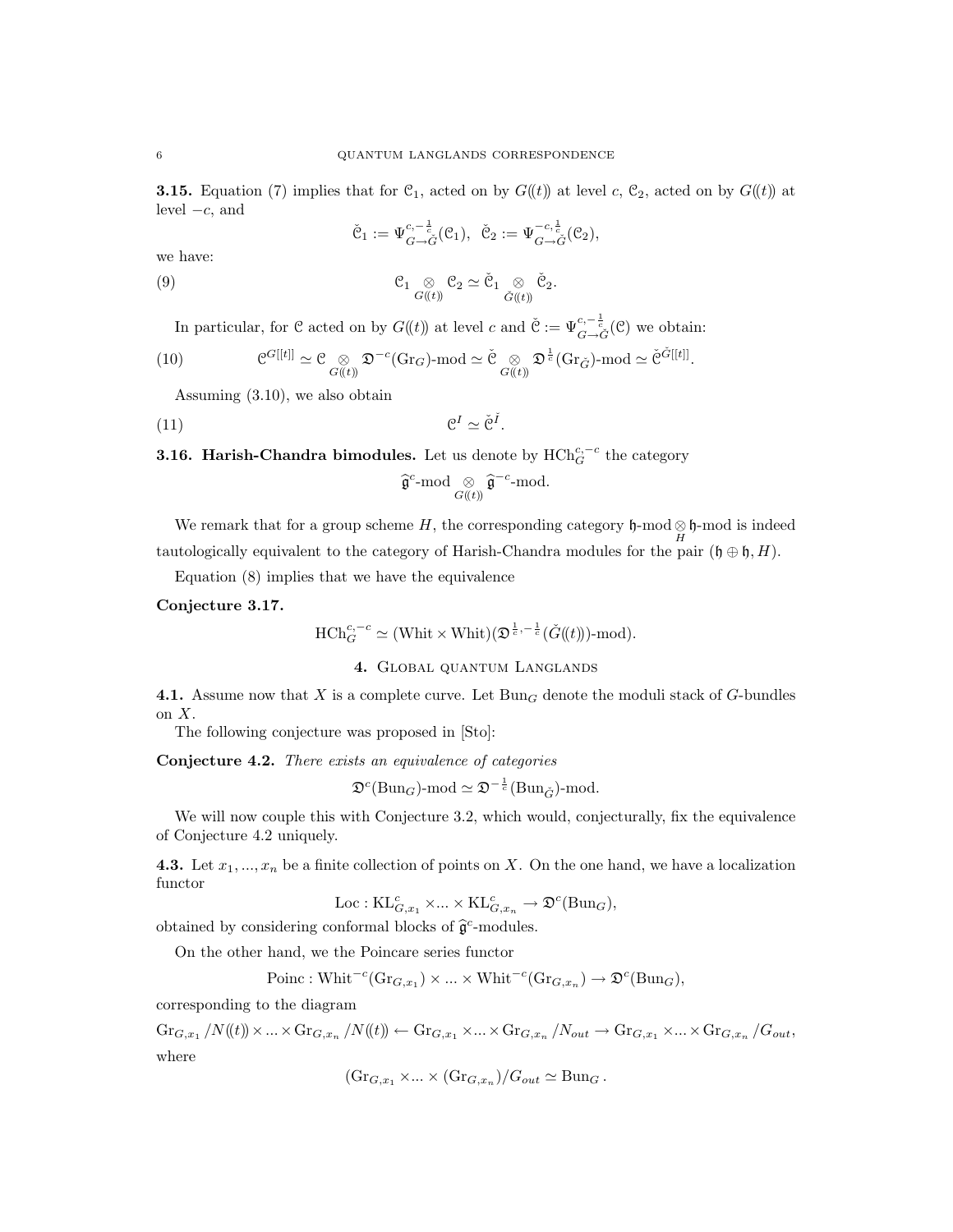**3.15.** Equation (7) implies that for $\mathcal{C}_1$, acted on by $G((t))$ at level $c$, $\mathcal{C}_2$, acted on by $G((t))$ at level $-c$, and

$$\check{\mathcal{C}}_1 := \Psi^{c,-\frac{1}{c}}_{G\to\check{G}}(\mathcal{C}_1),\ \ \check{\mathcal{C}}_2 := \Psi^{-c,\frac{1}{c}}_{G\to\check{G}}(\mathcal{C}_2),$$

we have:

$$\mathcal{C}_1 \underset{G((t))}{\otimes} \mathcal{C}_2 \simeq \check{\mathcal{C}}_1 \underset{\check{G}((t))}{\otimes} \check{\mathcal{C}}_2. \tag{9}$$

In particular, for $\mathcal{C}$ acted on by $G((t))$ at level $c$ and $\check{\mathcal{C}} := \Psi^{c,-\frac{1}{c}}_{G\to\check{G}}(\mathcal{C})$ we obtain:

$$\mathcal{C}^{G[[t]]} \simeq \mathcal{C} \underset{G((t))}{\otimes} \mathfrak{D}^{-c}(\mathrm{Gr}_G)\text{-mod} \simeq \check{\mathcal{C}} \underset{G((t))}{\otimes} \mathfrak{D}^{\frac{1}{c}}(\mathrm{Gr}_{\check{G}})\text{-mod} \simeq \check{\mathcal{C}}^{\check{G}[[t]]}. \tag{10}$$

Assuming (3.10), we also obtain

$$\mathcal{C}^I \simeq \check{\mathcal{C}}^{\check{I}}. \tag{11}$$

**3.16. Harish-Chandra bimodules.** Let us denote by $\mathrm{HCh}^{c,-c}_G$ the category

$$\widehat{\mathfrak{g}}^c\text{-mod} \underset{G((t))}{\otimes} \widehat{\mathfrak{g}}^{-c}\text{-mod}.$$

We remark that for a group scheme $H$, the corresponding category $\mathfrak{h}\text{-mod} \underset{H}{\otimes} \mathfrak{h}\text{-mod}$ is indeed tautologically equivalent to the category of Harish-Chandra modules for the pair $(\mathfrak{h}\oplus\mathfrak{h}, H)$.

Equation (8) implies that we have the equivalence

**Conjecture 3.17.**

$$\mathrm{HCh}^{c,-c}_G \simeq (\mathrm{Whit}\times\mathrm{Whit})(\mathfrak{D}^{\frac{1}{c},-\frac{1}{c}}(\check{G}((t)))\text{-mod}).$$

## 4. Global quantum Langlands

**4.1.** Assume now that $X$ is a complete curve. Let $\mathrm{Bun}_G$ denote the moduli stack of $G$-bundles on $X$.

The following conjecture was proposed in [Sto]:

**Conjecture 4.2.** *There exists an equivalence of categories*

$$\mathfrak{D}^c(\mathrm{Bun}_G)\text{-mod} \simeq \mathfrak{D}^{-\frac{1}{c}}(\mathrm{Bun}_{\check{G}})\text{-mod}.$$

We will now couple this with Conjecture 3.2, which would, conjecturally, fix the equivalence of Conjecture 4.2 uniquely.

**4.3.** Let $x_1,...,x_n$ be a finite collection of points on $X$. On the one hand, we have a localization functor

$$\mathrm{Loc}: \mathrm{KL}^c_{G,x_1}\times ...\times \mathrm{KL}^c_{G,x_n} \to \mathfrak{D}^c(\mathrm{Bun}_G),$$

obtained by considering conformal blocks of $\widehat{\mathfrak{g}}^c$-modules.

On the other hand, we the Poincare series functor

$$\mathrm{Poinc}: \mathrm{Whit}^{-c}(\mathrm{Gr}_{G,x_1})\times ...\times \mathrm{Whit}^{-c}(\mathrm{Gr}_{G,x_n}) \to \mathfrak{D}^c(\mathrm{Bun}_G),$$

corresponding to the diagram

$$\mathrm{Gr}_{G,x_1}/N((t))\times ...\times \mathrm{Gr}_{G,x_n}/N((t)) \leftarrow \mathrm{Gr}_{G,x_1}\times ...\times \mathrm{Gr}_{G,x_n}/N_{out} \to \mathrm{Gr}_{G,x_1}\times ...\times \mathrm{Gr}_{G,x_n}/G_{out},$$

where

$$(\mathrm{Gr}_{G,x_1}\times ...\times (\mathrm{Gr}_{G,x_n})/G_{out} \simeq \mathrm{Bun}_G.$$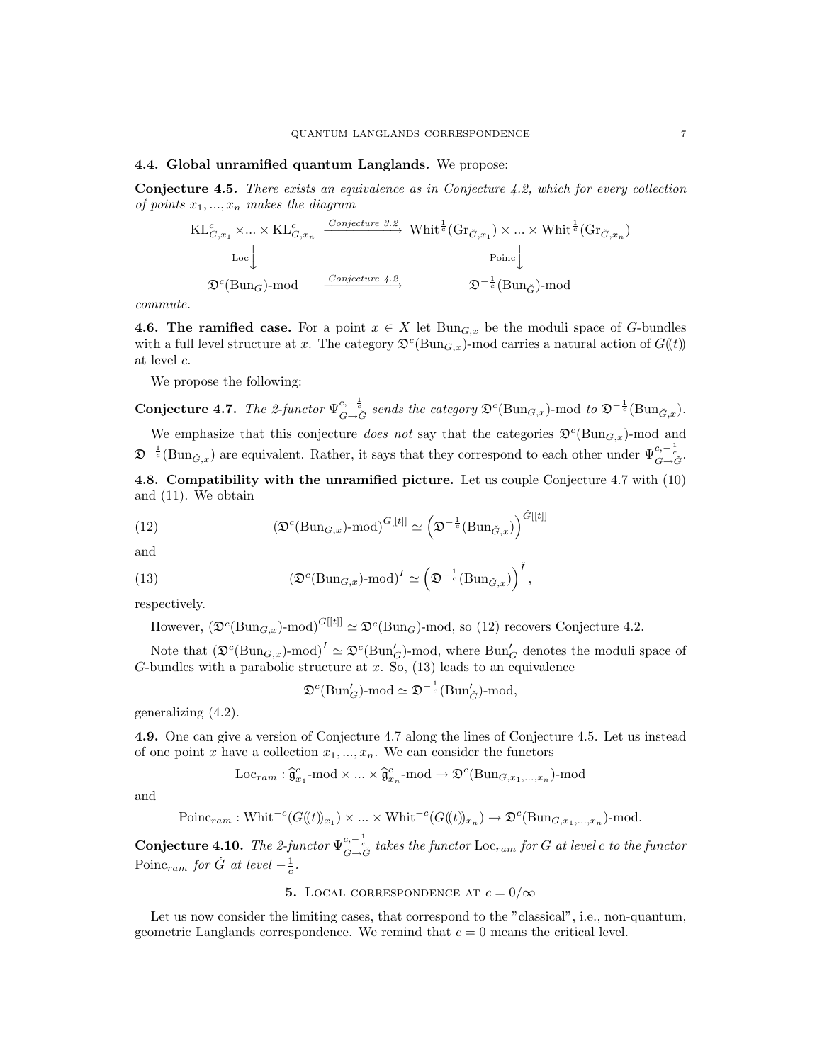**4.4. Global unramified quantum Langlands.** We propose:

**Conjecture 4.5.** *There exists an equivalence as in Conjecture 4.2, which for every collection of points $x_1, ..., x_n$ makes the diagram*

$$\begin{array}{ccc}
\mathrm{KL}^c_{G,x_1} \times ... \times \mathrm{KL}^c_{G,x_n} & \xrightarrow{\text{Conjecture 3.2}} & \mathrm{Whit}^{\frac{1}{c}}(\mathrm{Gr}_{\check{G},x_1}) \times ... \times \mathrm{Whit}^{\frac{1}{c}}(\mathrm{Gr}_{\check{G},x_n}) \\
\downarrow{\scriptstyle \mathrm{Loc}} & & \downarrow{\scriptstyle \mathrm{Poinc}} \\
\mathfrak{D}^c(\mathrm{Bun}_G)\text{-mod} & \xrightarrow{\text{Conjecture 4.2}} & \mathfrak{D}^{-\frac{1}{c}}(\mathrm{Bun}_{\check{G}})\text{-mod}
\end{array}$$

*commute.*

**4.6. The ramified case.** For a point $x \in X$ let $\mathrm{Bun}_{G,x}$ be the moduli space of $G$-bundles with a full level structure at $x$. The category $\mathfrak{D}^c(\mathrm{Bun}_{G,x})$-mod carries a natural action of $G((t))$ at level $c$.

We propose the following:

**Conjecture 4.7.** *The 2-functor $\Psi^{c,-\frac{1}{c}}_{G\to\check{G}}$ sends the category $\mathfrak{D}^c(\mathrm{Bun}_{G,x})$-mod to $\mathfrak{D}^{-\frac{1}{c}}(\mathrm{Bun}_{\check{G},x})$.*

We emphasize that this conjecture *does not* say that the categories $\mathfrak{D}^c(\mathrm{Bun}_{G,x})$-mod and $\mathfrak{D}^{-\frac{1}{c}}(\mathrm{Bun}_{\check{G},x})$ are equivalent. Rather, it says that they correspond to each other under $\Psi^{c,-\frac{1}{c}}_{G\to\check{G}}$.

**4.8. Compatibility with the unramified picture.** Let us couple Conjecture 4.7 with (10) and (11). We obtain

$$(\mathfrak{D}^c(\mathrm{Bun}_{G,x})\text{-mod})^{G[[t]]} \simeq \left(\mathfrak{D}^{-\frac{1}{c}}(\mathrm{Bun}_{\check{G},x})\right)^{\check{G}[[t]]} \tag{12}$$

and

$$(\mathfrak{D}^c(\mathrm{Bun}_{G,x})\text{-mod})^{I} \simeq \left(\mathfrak{D}^{-\frac{1}{c}}(\mathrm{Bun}_{\check{G},x})\right)^{\check{I}}, \tag{13}$$

respectively.

However, $(\mathfrak{D}^c(\mathrm{Bun}_{G,x})\text{-mod})^{G[[t]]} \simeq \mathfrak{D}^c(\mathrm{Bun}_G)$-mod, so (12) recovers Conjecture 4.2.

Note that $(\mathfrak{D}^c(\mathrm{Bun}_{G,x})\text{-mod})^{I} \simeq \mathfrak{D}^c(\mathrm{Bun}'_G)$-mod, where $\mathrm{Bun}'_G$ denotes the moduli space of $G$-bundles with a parabolic structure at $x$. So, (13) leads to an equivalence

$$\mathfrak{D}^c(\mathrm{Bun}'_G)\text{-mod} \simeq \mathfrak{D}^{-\frac{1}{c}}(\mathrm{Bun}'_{\check{G}})\text{-mod},$$

generalizing (4.2).

**4.9.** One can give a version of Conjecture 4.7 along the lines of Conjecture 4.5. Let us instead of one point $x$ have a collection $x_1, ..., x_n$. We can consider the functors

$$\mathrm{Loc}_{ram} : \widehat{\mathfrak{g}}^c_{x_1}\text{-mod} \times ... \times \widehat{\mathfrak{g}}^c_{x_n}\text{-mod} \to \mathfrak{D}^c(\mathrm{Bun}_{G,x_1,...,x_n})\text{-mod}$$

and

$$\mathrm{Poinc}_{ram} : \mathrm{Whit}^{-c}(G((t))_{x_1}) \times ... \times \mathrm{Whit}^{-c}(G((t))_{x_n}) \to \mathfrak{D}^c(\mathrm{Bun}_{G,x_1,...,x_n})\text{-mod}.$$

**Conjecture 4.10.** *The 2-functor $\Psi^{c,-\frac{1}{c}}_{G\to\check{G}}$ takes the functor $\mathrm{Loc}_{ram}$ for $G$ at level $c$ to the functor $\mathrm{Poinc}_{ram}$ for $\check{G}$ at level $-\frac{1}{c}$.*

## 5. Local correspondence at $c = 0/\infty$

Let us now consider the limiting cases, that correspond to the "classical", i.e., non-quantum, geometric Langlands correspondence. We remind that $c = 0$ means the critical level.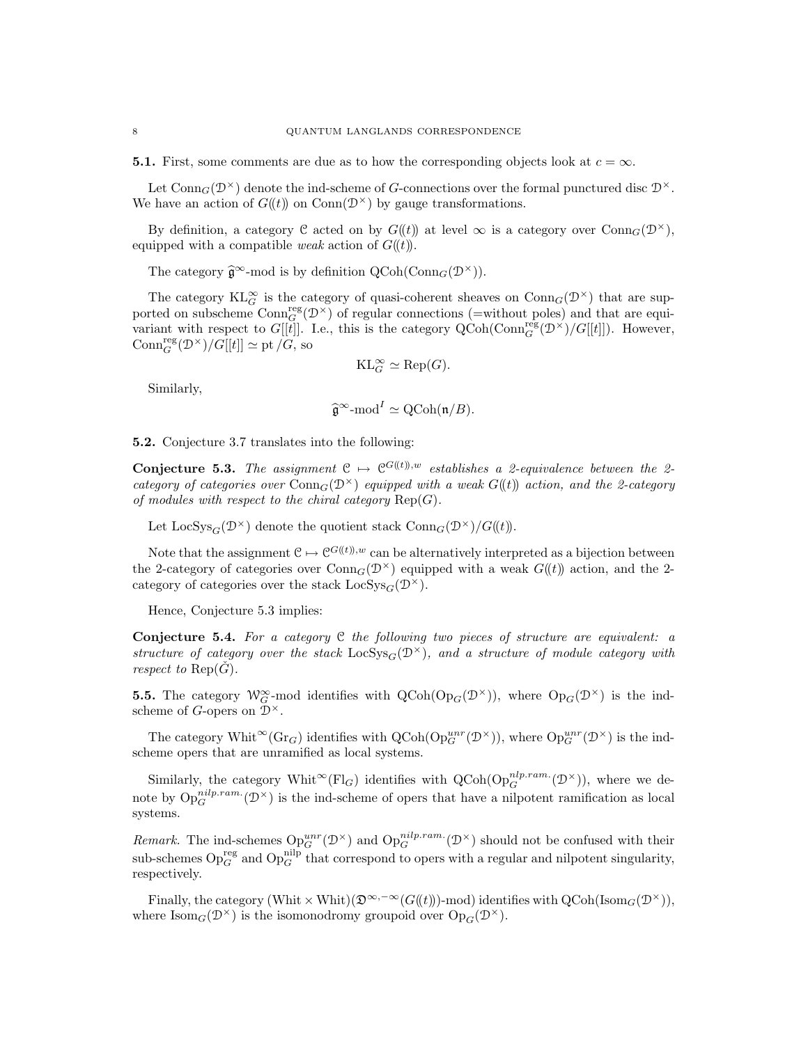**5.1.** First, some comments are due as to how the corresponding objects look at $c = \infty$.

Let $\mathrm{Conn}_G(\mathcal{D}^\times)$ denote the ind-scheme of $G$-connections over the formal punctured disc $\mathcal{D}^\times$. We have an action of $G((t))$ on $\mathrm{Conn}(\mathcal{D}^\times)$ by gauge transformations.

By definition, a category $\mathcal{C}$ acted on by $G((t))$ at level $\infty$ is a category over $\mathrm{Conn}_G(\mathcal{D}^\times)$, equipped with a compatible *weak* action of $G((t))$.

The category $\widehat{\mathfrak{g}}^\infty$-mod is by definition $\mathrm{QCoh}(\mathrm{Conn}_G(\mathcal{D}^\times))$.

The category $\mathrm{KL}_G^\infty$ is the category of quasi-coherent sheaves on $\mathrm{Conn}_G(\mathcal{D}^\times)$ that are supported on subscheme $\mathrm{Conn}_G^{\mathrm{reg}}(\mathcal{D}^\times)$ of regular connections (=without poles) and that are equivariant with respect to $G[[t]]$. I.e., this is the category $\mathrm{QCoh}(\mathrm{Conn}_G^{\mathrm{reg}}(\mathcal{D}^\times)/G[[t]])$. However, $\mathrm{Conn}_G^{\mathrm{reg}}(\mathcal{D}^\times)/G[[t]] \simeq \mathrm{pt}/G$, so

$$\mathrm{KL}_G^\infty \simeq \mathrm{Rep}(G).$$

Similarly,

$$\widehat{\mathfrak{g}}^\infty\text{-mod}^I \simeq \mathrm{QCoh}(\mathfrak{n}/B).$$

**5.2.** Conjecture 3.7 translates into the following:

**Conjecture 5.3.** *The assignment $\mathcal{C} \mapsto \mathcal{C}^{G((t)),w}$ establishes a 2-equivalence between the 2-category of categories over $\mathrm{Conn}_G(\mathcal{D}^\times)$ equipped with a weak $G((t))$ action, and the 2-category of modules with respect to the chiral category $\mathrm{Rep}(G)$.*

Let $\mathrm{LocSys}_G(\mathcal{D}^\times)$ denote the quotient stack $\mathrm{Conn}_G(\mathcal{D}^\times)/G((t))$.

Note that the assignment $\mathcal{C} \mapsto \mathcal{C}^{G((t)),w}$ can be alternatively interpreted as a bijection between the 2-category of categories over $\mathrm{Conn}_G(\mathcal{D}^\times)$ equipped with a weak $G((t))$ action, and the 2-category of categories over the stack $\mathrm{LocSys}_G(\mathcal{D}^\times)$.

Hence, Conjecture 5.3 implies:

**Conjecture 5.4.** *For a category $\mathcal{C}$ the following two pieces of structure are equivalent: a structure of category over the stack $\mathrm{LocSys}_G(\mathcal{D}^\times)$, and a structure of module category with respect to $\mathrm{Rep}(\check{G})$.*

**5.5.** The category $\mathcal{W}_G^\infty$-mod identifies with $\mathrm{QCoh}(\mathrm{Op}_G(\mathcal{D}^\times))$, where $\mathrm{Op}_G(\mathcal{D}^\times)$ is the ind-scheme of $G$-opers on $\mathcal{D}^\times$.

The category $\mathrm{Whit}^\infty(\mathrm{Gr}_G)$ identifies with $\mathrm{QCoh}(\mathrm{Op}_G^{unr}(\mathcal{D}^\times))$, where $\mathrm{Op}_G^{unr}(\mathcal{D}^\times)$ is the ind-scheme opers that are unramified as local systems.

Similarly, the category $\mathrm{Whit}^\infty(\mathrm{Fl}_G)$ identifies with $\mathrm{QCoh}(\mathrm{Op}_G^{nlp.ram.}(\mathcal{D}^\times))$, where we denote by $\mathrm{Op}_G^{nlp.ram.}(\mathcal{D}^\times)$ is the ind-scheme of opers that have a nilpotent ramification as local systems.

*Remark.* The ind-schemes $\mathrm{Op}_G^{unr}(\mathcal{D}^\times)$ and $\mathrm{Op}_G^{nlp.ram.}(\mathcal{D}^\times)$ should not be confused with their sub-schemes $\mathrm{Op}_G^{\mathrm{reg}}$ and $\mathrm{Op}_G^{\mathrm{nilp}}$ that correspond to opers with a regular and nilpotent singularity, respectively.

Finally, the category $(\mathrm{Whit} \times \mathrm{Whit})(\mathfrak{D}^{\infty,-\infty}(G((t)))\text{-mod})$ identifies with $\mathrm{QCoh}(\mathrm{Isom}_G(\mathcal{D}^\times))$, where $\mathrm{Isom}_G(\mathcal{D}^\times)$ is the isomonodromy groupoid over $\mathrm{Op}_G(\mathcal{D}^\times)$.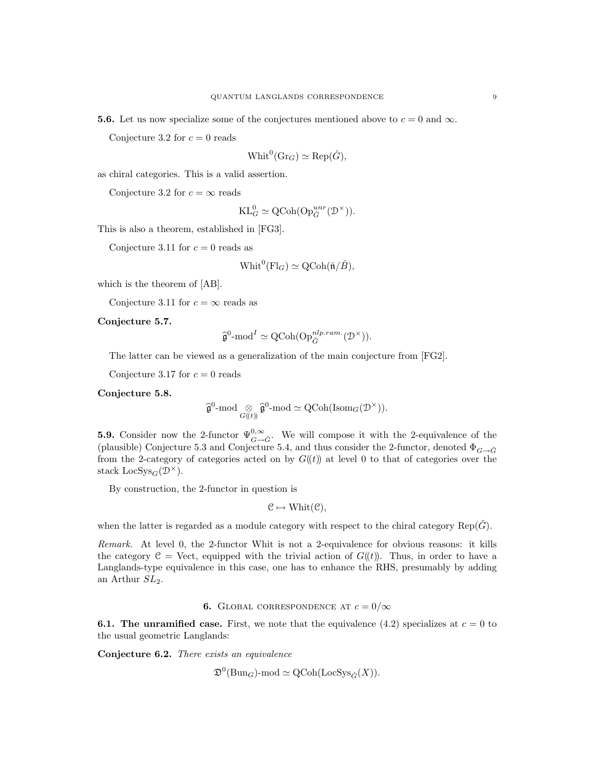**5.6.** Let us now specialize some of the conjectures mentioned above to $c = 0$ and $\infty$.

Conjecture 3.2 for $c = 0$ reads

$$\mathrm{Whit}^0(\mathrm{Gr}_G) \simeq \mathrm{Rep}(\check{G}),$$

as chiral categories. This is a valid assertion.

Conjecture 3.2 for $c = \infty$ reads

$$\mathrm{KL}^0_G \simeq \mathrm{QCoh}(\mathrm{Op}^{unr}_{\check{G}}(\mathcal{D}^\times)).$$

This is also a theorem, established in [FG3].

Conjecture 3.11 for $c = 0$ reads as

$$\mathrm{Whit}^0(\mathrm{Fl}_G) \simeq \mathrm{QCoh}(\check{\mathfrak{n}}/\check{B}),$$

which is the theorem of [AB].

Conjecture 3.11 for $c = \infty$ reads as

**Conjecture 5.7.**

$$\widehat{\mathfrak{g}}^0\text{-mod}^I \simeq \mathrm{QCoh}(\mathrm{Op}^{nlp.ram.}_{\check{G}}(\mathcal{D}^\times)).$$

The latter can be viewed as a generalization of the main conjecture from [FG2].

Conjecture 3.17 for $c = 0$ reads

**Conjecture 5.8.**

$$\widehat{\mathfrak{g}}^0\text{-mod} \underset{G((t))}{\otimes} \widehat{\mathfrak{g}}^0\text{-mod} \simeq \mathrm{QCoh}(\mathrm{Isom}_G(\mathcal{D}^\times)).$$

**5.9.** Consider now the 2-functor $\Psi^{0,\infty}_{G\to\check{G}}$. We will compose it with the 2-equivalence of the (plausible) Conjecture 5.3 and Conjecture 5.4, and thus consider the 2-functor, denoted $\Phi_{G\to\check{G}}$ from the 2-category of categories acted on by $G((t))$ at level 0 to that of categories over the stack $\mathrm{LocSys}_G(\mathcal{D}^\times)$.

By construction, the 2-functor in question is

$$\mathcal{C} \mapsto \mathrm{Whit}(\mathcal{C}),$$

when the latter is regarded as a module category with respect to the chiral category $\mathrm{Rep}(\check{G})$.

*Remark.* At level 0, the 2-functor Whit is not a 2-equivalence for obvious reasons: it kills the category $\mathcal{C} = \mathrm{Vect}$, equipped with the trivial action of $G((t))$. Thus, in order to have a Langlands-type equivalence in this case, one has to enhance the RHS, presumably by adding an Arthur $SL_2$.

## 6. Global correspondence at $c = 0/\infty$

**6.1. The unramified case.** First, we note that the equivalence (4.2) specializes at $c = 0$ to the usual geometric Langlands:

**Conjecture 6.2.** *There exists an equivalence*

$$\mathfrak{D}^0(\mathrm{Bun}_G)\text{-mod} \simeq \mathrm{QCoh}(\mathrm{LocSys}_{\check{G}}(X)).$$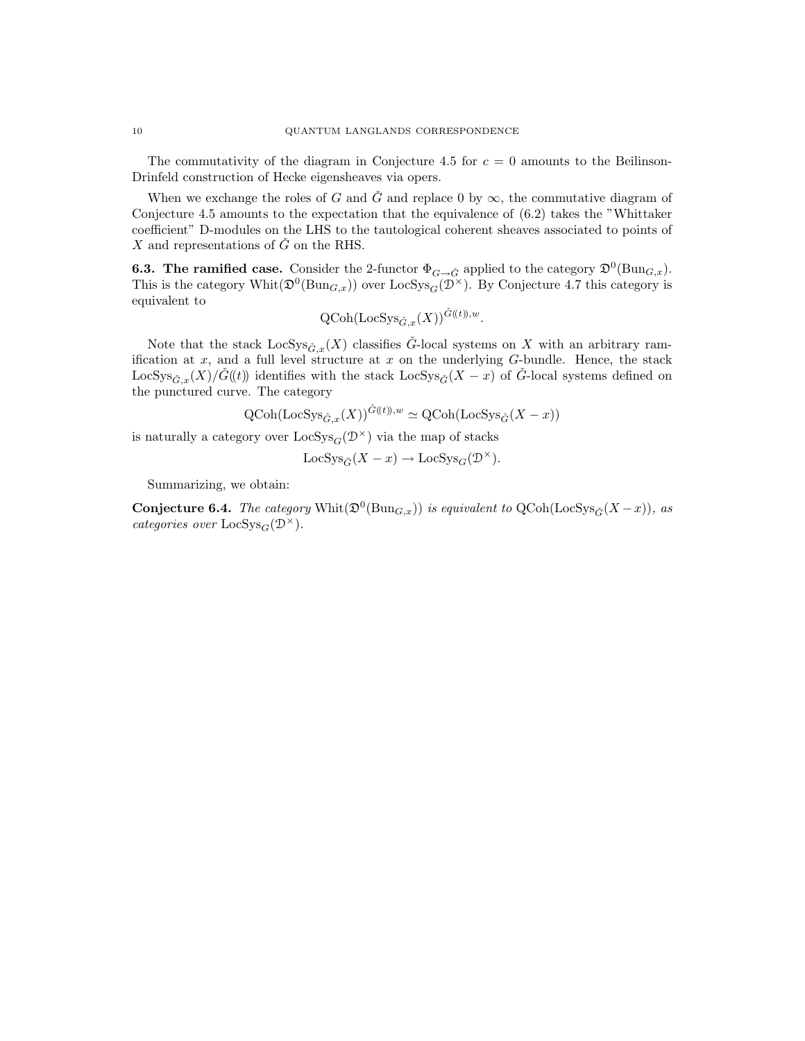The commutativity of the diagram in Conjecture 4.5 for $c = 0$ amounts to the Beilinson-Drinfeld construction of Hecke eigensheaves via opers.

When we exchange the roles of $G$ and $\check{G}$ and replace 0 by $\infty$, the commutative diagram of Conjecture 4.5 amounts to the expectation that the equivalence of (6.2) takes the "Whittaker coefficient" D-modules on the LHS to the tautological coherent sheaves associated to points of $X$ and representations of $\check{G}$ on the RHS.

**6.3. The ramified case.** Consider the 2-functor $\Phi_{G \to \check{G}}$ applied to the category $\mathfrak{D}^0(\mathrm{Bun}_{G,x})$. This is the category $\mathrm{Whit}(\mathfrak{D}^0(\mathrm{Bun}_{G,x}))$ over $\mathrm{LocSys}_G(\mathcal{D}^\times)$. By Conjecture 4.7 this category is equivalent to

$$\mathrm{QCoh}(\mathrm{LocSys}_{\check{G},x}(X))^{\check{G}((t)),w}.$$

Note that the stack $\mathrm{LocSys}_{\check{G},x}(X)$ classifies $\check{G}$-local systems on $X$ with an arbitrary ramification at $x$, and a full level structure at $x$ on the underlying $G$-bundle. Hence, the stack $\mathrm{LocSys}_{\check{G},x}(X)/\check{G}((t))$ identifies with the stack $\mathrm{LocSys}_{\check{G}}(X - x)$ of $\check{G}$-local systems defined on the punctured curve. The category

$$\mathrm{QCoh}(\mathrm{LocSys}_{\check{G},x}(X))^{\check{G}((t)),w} \simeq \mathrm{QCoh}(\mathrm{LocSys}_{\check{G}}(X - x))$$

is naturally a category over $\mathrm{LocSys}_G(\mathcal{D}^\times)$ via the map of stacks

$$\mathrm{LocSys}_{\check{G}}(X - x) \to \mathrm{LocSys}_G(\mathcal{D}^\times).$$

Summarizing, we obtain:

**Conjecture 6.4.** *The category* $\mathrm{Whit}(\mathfrak{D}^0(\mathrm{Bun}_{G,x}))$ *is equivalent to* $\mathrm{QCoh}(\mathrm{LocSys}_{\check{G}}(X - x))$*, as categories over* $\mathrm{LocSys}_G(\mathcal{D}^\times)$.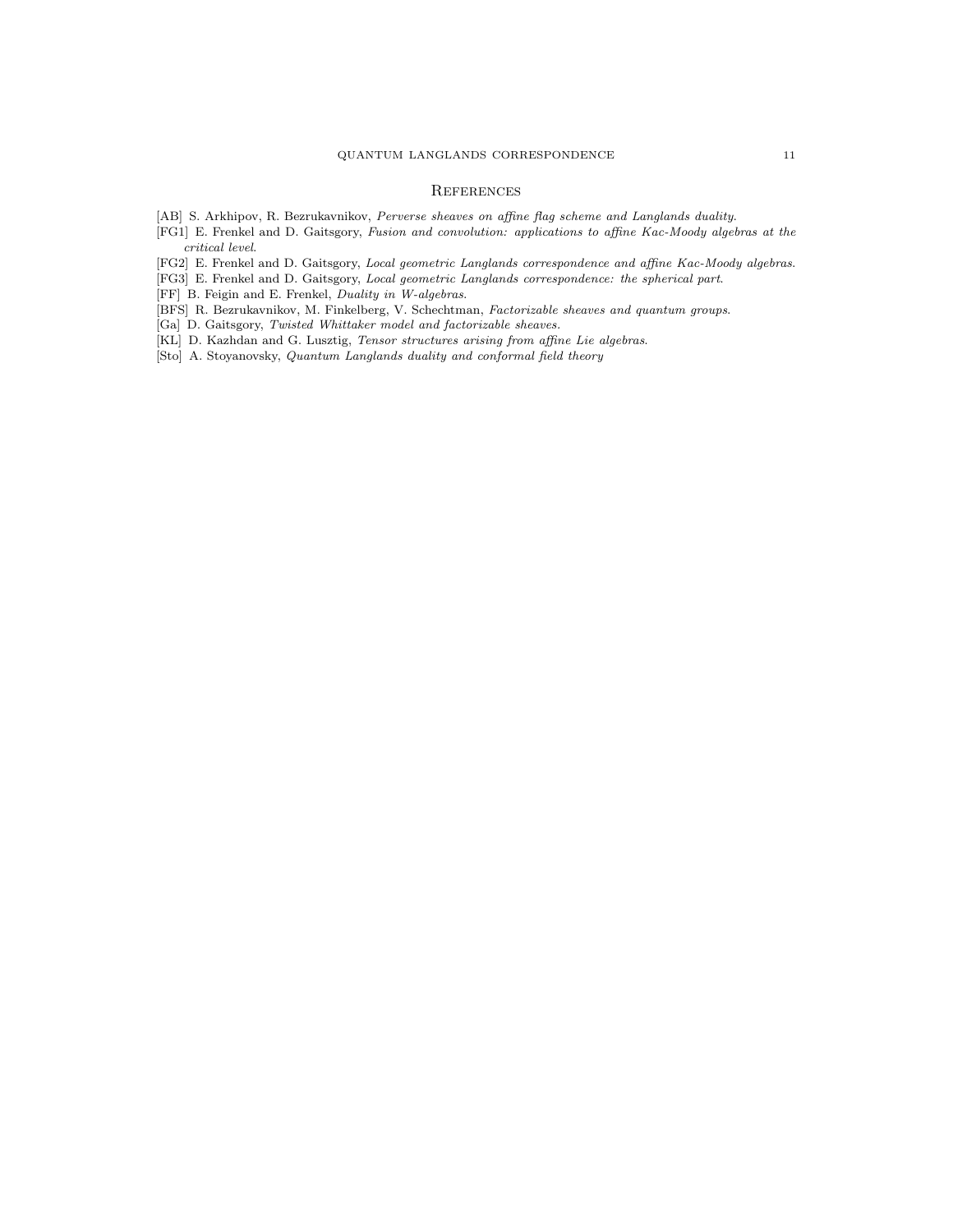## References

[AB] S. Arkhipov, R. Bezrukavnikov, *Perverse sheaves on affine flag scheme and Langlands duality*.

[FG1] E. Frenkel and D. Gaitsgory, *Fusion and convolution: applications to affine Kac-Moody algebras at the critical level*.

[FG2] E. Frenkel and D. Gaitsgory, *Local geometric Langlands correspondence and affine Kac-Moody algebras.*

[FG3] E. Frenkel and D. Gaitsgory, *Local geometric Langlands correspondence: the spherical part*.

[FF] B. Feigin and E. Frenkel, *Duality in W-algebras*.

[BFS] R. Bezrukavnikov, M. Finkelberg, V. Schechtman, *Factorizable sheaves and quantum groups*.

[Ga] D. Gaitsgory, *Twisted Whittaker model and factorizable sheaves.*

[KL] D. Kazhdan and G. Lusztig, *Tensor structures arising from affine Lie algebras*.

[Sto] A. Stoyanovsky, *Quantum Langlands duality and conformal field theory*